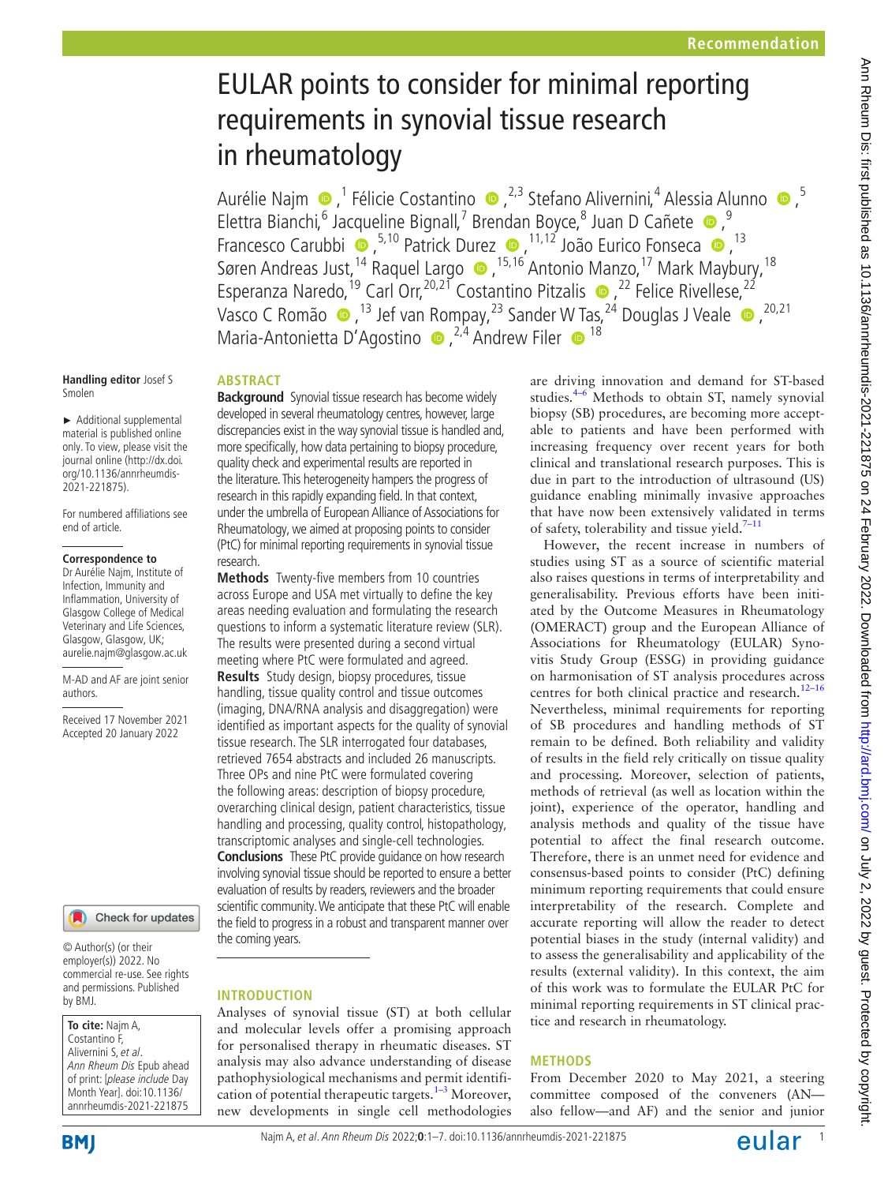Recommendation

# EULAR points to consider for minimal reporting requirements in synovial tissue research in rheumatology

Aurélie Najm ,[1] Félicie Costantino ,[2,3] Stefano Alivernini,[4] Alessia Alunno ,[5] Elettra Bianchi,[6] Jacqueline Bignall,[7] Brendan Boyce,[8] Juan D Cañete ,[9] Francesco Carubbi ,[5,10] Patrick Durez ,[11,12] João Eurico Fonseca ,[13] Søren Andreas Just,[14] Raquel Largo ,[15,16] Antonio Manzo,[17] Mark Maybury,[18] Esperanza Naredo,[19] Carl Orr,[20,21] Costantino Pitzalis ,[22] Felice Rivellese,[22] Vasco C Romão ,[13] Jef van Rompay,[23] Sander W Tas,[24] Douglas J Veale ,[20,21] Maria-Antonietta D'Agostino ,[2,4] Andrew Filer [18]

Handling editor Josef S Smolen

► Additional supplemental material is published online only. To view, please visit the journal online (http://dx.doi.org/10.1136/annrheumdis-2021-221875).

For numbered affiliations see end of article.

**Correspondence to**
Dr Aurélie Najm, Institute of Infection, Immunity and Inflammation, University of Glasgow College of Medical Veterinary and Life Sciences, Glasgow, Glasgow, UK; aurelie.najm@glasgow.ac.uk

M-AD and AF are joint senior authors.

Received 17 November 2021
Accepted 20 January 2022

© Author(s) (or their employer(s)) 2022. No commercial re-use. See rights and permissions. Published by BMJ.

**To cite:** Najm A, Costantino F, Alivernini S, *et al*. *Ann Rheum Dis* Epub ahead of print: [*please include* Day Month Year]. doi:10.1136/annrheumdis-2021-221875

## ABSTRACT

**Background** Synovial tissue research has become widely developed in several rheumatology centres, however, large discrepancies exist in the way synovial tissue is handled and, more specifically, how data pertaining to biopsy procedure, quality check and experimental results are reported in the literature. This heterogeneity hampers the progress of research in this rapidly expanding field. In that context, under the umbrella of European Alliance of Associations for Rheumatology, we aimed at proposing points to consider (PtC) for minimal reporting requirements in synovial tissue research.

**Methods** Twenty-five members from 10 countries across Europe and USA met virtually to define the key areas needing evaluation and formulating the research questions to inform a systematic literature review (SLR). The results were presented during a second virtual meeting where PtC were formulated and agreed.

**Results** Study design, biopsy procedures, tissue handling, tissue quality control and tissue outcomes (imaging, DNA/RNA analysis and disaggregation) were identified as important aspects for the quality of synovial tissue research. The SLR interrogated four databases, retrieved 7654 abstracts and included 26 manuscripts. Three OPs and nine PtC were formulated covering the following areas: description of biopsy procedure, overarching clinical design, patient characteristics, tissue handling and processing, quality control, histopathology, transcriptomic analyses and single-cell technologies.

**Conclusions** These PtC provide guidance on how research involving synovial tissue should be reported to ensure a better evaluation of results by readers, reviewers and the broader scientific community. We anticipate that these PtC will enable the field to progress in a robust and transparent manner over the coming years.

## INTRODUCTION

Analyses of synovial tissue (ST) at both cellular and molecular levels offer a promising approach for personalised therapy in rheumatic diseases. ST analysis may also advance understanding of disease pathophysiological mechanisms and permit identification of potential therapeutic targets.[1–3] Moreover, new developments in single cell methodologies are driving innovation and demand for ST-based studies.[4–6] Methods to obtain ST, namely synovial biopsy (SB) procedures, are becoming more acceptable to patients and have been performed with increasing frequency over recent years for both clinical and translational research purposes. This is due in part to the introduction of ultrasound (US) guidance enabling minimally invasive approaches that have now been extensively validated in terms of safety, tolerability and tissue yield.[7–11]

However, the recent increase in numbers of studies using ST as a source of scientific material also raises questions in terms of interpretability and generalisability. Previous efforts have been initiated by the Outcome Measures in Rheumatology (OMERACT) group and the European Alliance of Associations for Rheumatology (EULAR) Synovitis Study Group (ESSG) in providing guidance on harmonisation of ST analysis procedures across centres for both clinical practice and research.[12–16] Nevertheless, minimal requirements for reporting of SB procedures and handling methods of ST remain to be defined. Both reliability and validity of results in the field rely critically on tissue quality and processing. Moreover, selection of patients, methods of retrieval (as well as location within the joint), experience of the operator, handling and analysis methods and quality of the tissue have potential to affect the final research outcome. Therefore, there is an unmet need for evidence and consensus-based points to consider (PtC) defining minimum reporting requirements that could ensure interpretability of the research. Complete and accurate reporting will allow the reader to detect potential biases in the study (internal validity) and to assess the generalisability and applicability of the results (external validity). In this context, the aim of this work was to formulate the EULAR PtC for minimal reporting requirements in ST clinical practice and research in rheumatology.

## METHODS

From December 2020 to May 2021, a steering committee composed of the conveners (AN—also fellow—and AF) and the senior and junior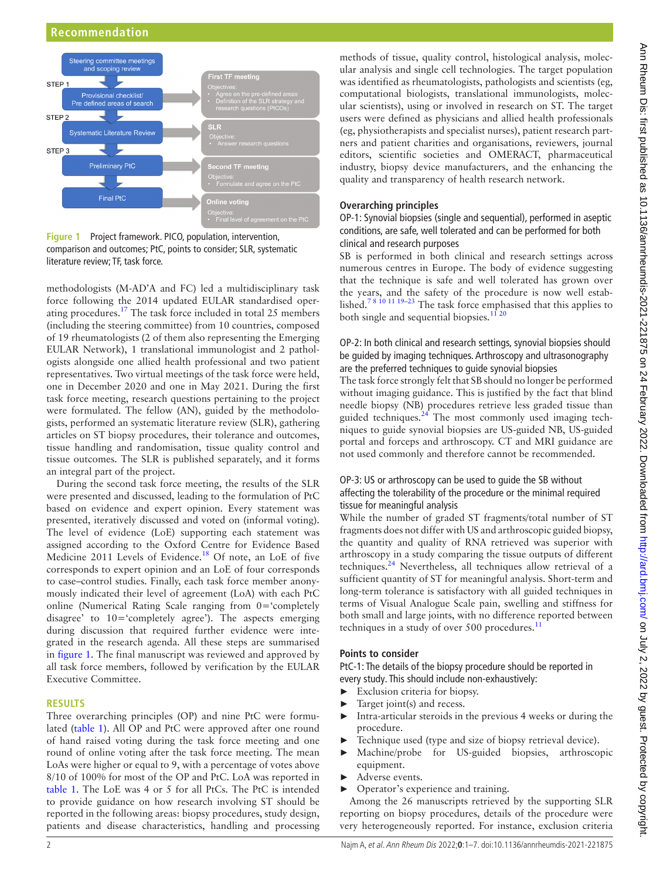Steering committee meetings and scoping review

STEP 1

Provisional checklist/ Pre defined areas of search

STEP 2

Systematic Literature Review

STEP 3

Preliminary PtC

Final PtC

**First TF meeting**
Objectives:
- Agree on the pre-defined areas
- Definition of the SLR strategy and research questions (PICOs)

**SLR**
Objective:
- Answer research questions

**Second TF meeting**
Objective:
- Formulate and agree on the PtC

**Online voting**
Objective:
- Final level of agreement on the PtC

**Figure 1** Project framework. PICO, population, intervention, comparison and outcomes; PtC, points to consider; SLR, systematic literature review; TF, task force.

methodologists (M-AD'A and FC) led a multidisciplinary task force following the 2014 updated EULAR standardised operating procedures.[17] The task force included in total 25 members (including the steering committee) from 10 countries, composed of 19 rheumatologists (2 of them also representing the Emerging EULAR Network), 1 translational immunologist and 2 pathologists alongside one allied health professional and two patient representatives. Two virtual meetings of the task force were held, one in December 2020 and one in May 2021. During the first task force meeting, research questions pertaining to the project were formulated. The fellow (AN), guided by the methodologists, performed an systematic literature review (SLR), gathering articles on ST biopsy procedures, their tolerance and outcomes, tissue handling and randomisation, tissue quality control and tissue outcomes. The SLR is published separately, and it forms an integral part of the project.

During the second task force meeting, the results of the SLR were presented and discussed, leading to the formulation of PtC based on evidence and expert opinion. Every statement was presented, iteratively discussed and voted on (informal voting). The level of evidence (LoE) supporting each statement was assigned according to the Oxford Centre for Evidence Based Medicine 2011 Levels of Evidence.[18] Of note, an LoE of five corresponds to expert opinion and an LoE of four corresponds to case–control studies. Finally, each task force member anonymously indicated their level of agreement (LoA) with each PtC online (Numerical Rating Scale ranging from 0='completely disagree' to 10='completely agree'). The aspects emerging during discussion that required further evidence were integrated in the research agenda. All these steps are summarised in figure 1. The final manuscript was reviewed and approved by all task force members, followed by verification by the EULAR Executive Committee.

## RESULTS

Three overarching principles (OP) and nine PtC were formulated (table 1). All OP and PtC were approved after one round of hand raised voting during the task force meeting and one round of online voting after the task force meeting. The mean LoAs were higher or equal to 9, with a percentage of votes above 8/10 of 100% for most of the OP and PtC. LoA was reported in table 1. The LoE was 4 or 5 for all PtCs. The PtC is intended to provide guidance on how research involving ST should be reported in the following areas: biopsy procedures, study design, patients and disease characteristics, handling and processing methods of tissue, quality control, histological analysis, molecular analysis and single cell technologies. The target population was identified as rheumatologists, pathologists and scientists (eg, computational biologists, translational immunologists, molecular scientists), using or involved in research on ST. The target users were defined as physicians and allied health professionals (eg, physiotherapists and specialist nurses), patient research partners and patient charities and organisations, reviewers, journal editors, scientific societies and OMERACT, pharmaceutical industry, biopsy device manufacturers, and the enhancing the quality and transparency of health research network.

### Overarching principles

**OP-1: Synovial biopsies (single and sequential), performed in aseptic conditions, are safe, well tolerated and can be performed for both clinical and research purposes**

SB is performed in both clinical and research settings across numerous centres in Europe. The body of evidence suggesting that the technique is safe and well tolerated has grown over the years, and the safety of the procedure is now well established.[7 8 10 11 19–23] The task force emphasised that this applies to both single and sequential biopsies.[11 20]

**OP-2: In both clinical and research settings, synovial biopsies should be guided by imaging techniques. Arthroscopy and ultrasonography are the preferred techniques to guide synovial biopsies**

The task force strongly felt that SB should no longer be performed without imaging guidance. This is justified by the fact that blind needle biopsy (NB) procedures retrieve less graded tissue than guided techniques.[24] The most commonly used imaging techniques to guide synovial biopsies are US-guided NB, US-guided portal and forceps and arthroscopy. CT and MRI guidance are not used commonly and therefore cannot be recommended.

**OP-3: US or arthroscopy can be used to guide the SB without affecting the tolerability of the procedure or the minimal required tissue for meaningful analysis**

While the number of graded ST fragments/total number of ST fragments does not differ with US and arthroscopic guided biopsy, the quantity and quality of RNA retrieved was superior with arthroscopy in a study comparing the tissue outputs of different techniques.[24] Nevertheless, all techniques allow retrieval of a sufficient quantity of ST for meaningful analysis. Short-term and long-term tolerance is satisfactory with all guided techniques in terms of Visual Analogue Scale pain, swelling and stiffness for both small and large joints, with no difference reported between techniques in a study of over 500 procedures.[11]

### Points to consider

**PtC-1: The details of the biopsy procedure should be reported in every study. This should include non-exhaustively:**

- Exclusion criteria for biopsy.
- Target joint(s) and recess.
- Intra-articular steroids in the previous 4 weeks or during the procedure.
- Technique used (type and size of biopsy retrieval device).
- Machine/probe for US-guided biopsies, arthroscopic equipment.
- Adverse events.
- Operator's experience and training.

Among the 26 manuscripts retrieved by the supporting SLR reporting on biopsy procedures, details of the procedure were very heterogeneously reported. For instance, exclusion criteria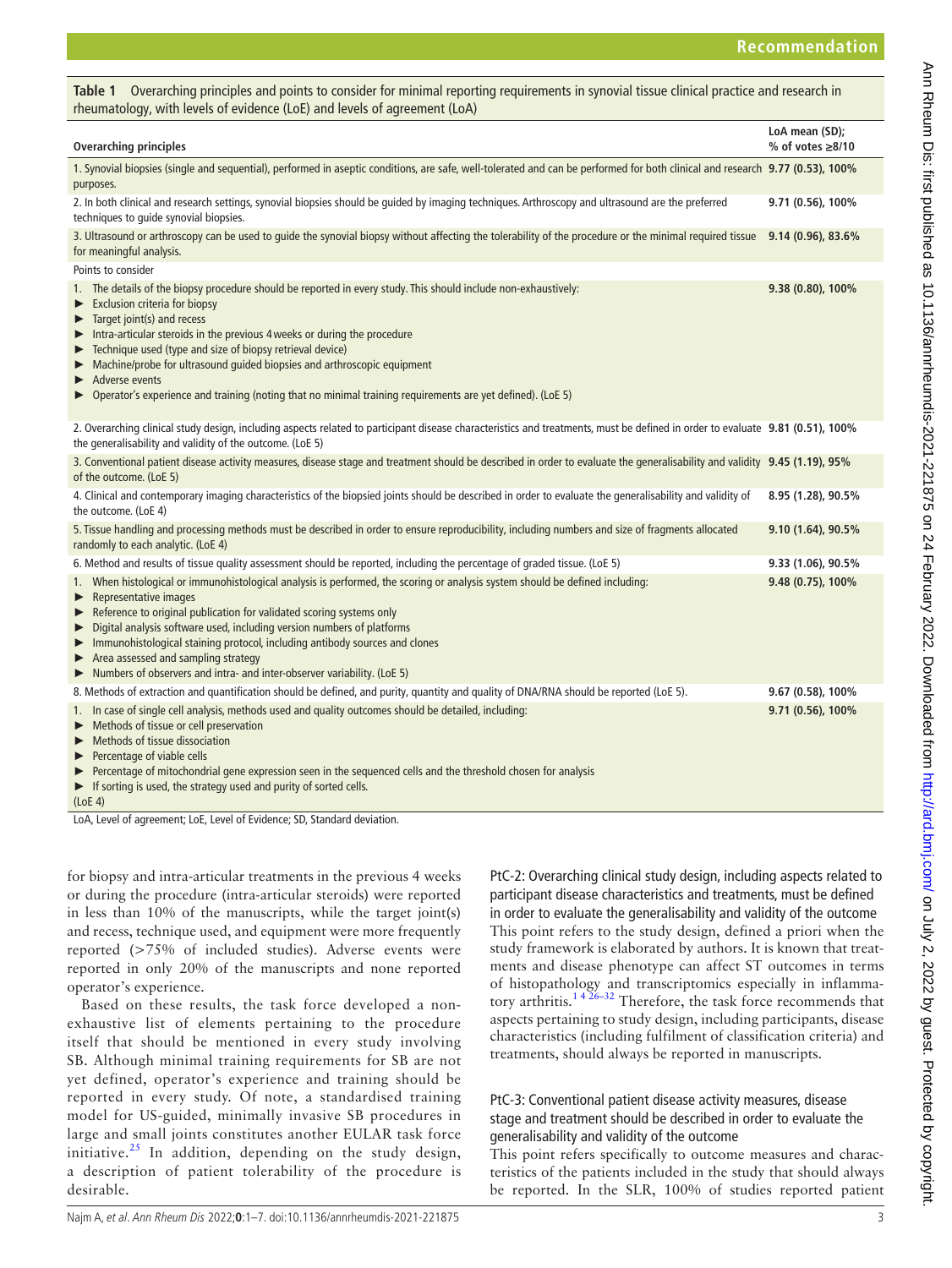**Table 1** Overarching principles and points to consider for minimal reporting requirements in synovial tissue clinical practice and research in rheumatology, with levels of evidence (LoE) and levels of agreement (LoA)

| Overarching principles | LoA mean (SD); % of votes ≥8/10 |
|---|---|
| 1. Synovial biopsies (single and sequential), performed in aseptic conditions, are safe, well-tolerated and can be performed for both clinical and research purposes. | **9.77 (0.53), 100%** |
| 2. In both clinical and research settings, synovial biopsies should be guided by imaging techniques. Arthroscopy and ultrasound are the preferred techniques to guide synovial biopsies. | **9.71 (0.56), 100%** |
| 3. Ultrasound or arthroscopy can be used to guide the synovial biopsy without affecting the tolerability of the procedure or the minimal required tissue for meaningful analysis. | **9.14 (0.96), 83.6%** |
| Points to consider | |
| 1. The details of the biopsy procedure should be reported in every study. This should include non-exhaustively:<br>► Exclusion criteria for biopsy<br>► Target joint(s) and recess<br>► Intra-articular steroids in the previous 4 weeks or during the procedure<br>► Technique used (type and size of biopsy retrieval device)<br>► Machine/probe for ultrasound guided biopsies and arthroscopic equipment<br>► Adverse events<br>► Operator's experience and training (noting that no minimal training requirements are yet defined). (LoE 5) | **9.38 (0.80), 100%** |
| 2. Overarching clinical study design, including aspects related to participant disease characteristics and treatments, must be defined in order to evaluate the generalisability and validity of the outcome. (LoE 5) | **9.81 (0.51), 100%** |
| 3. Conventional patient disease activity measures, disease stage and treatment should be described in order to evaluate the generalisability and validity of the outcome. (LoE 5) | **9.45 (1.19), 95%** |
| 4. Clinical and contemporary imaging characteristics of the biopsied joints should be described in order to evaluate the generalisability and validity of the outcome. (LoE 4) | **8.95 (1.28), 90.5%** |
| 5. Tissue handling and processing methods must be described in order to ensure reproducibility, including numbers and size of fragments allocated randomly to each analytic. (LoE 4) | **9.10 (1.64), 90.5%** |
| 6. Method and results of tissue quality assessment should be reported, including the percentage of graded tissue. (LoE 5) | **9.33 (1.06), 90.5%** |
| 1. When histological or immunohistological analysis is performed, the scoring or analysis system should be defined including:<br>► Representative images<br>► Reference to original publication for validated scoring systems only<br>► Digital analysis software used, including version numbers of platforms<br>► Immunohistological staining protocol, including antibody sources and clones<br>► Area assessed and sampling strategy<br>► Numbers of observers and intra- and inter-observer variability. (LoE 5) | **9.48 (0.75), 100%** |
| 8. Methods of extraction and quantification should be defined, and purity, quantity and quality of DNA/RNA should be reported (LoE 5). | **9.67 (0.58), 100%** |
| 1. In case of single cell analysis, methods used and quality outcomes should be detailed, including:<br>► Methods of tissue or cell preservation<br>► Methods of tissue dissociation<br>► Percentage of viable cells<br>► Percentage of mitochondrial gene expression seen in the sequenced cells and the threshold chosen for analysis<br>► If sorting is used, the strategy used and purity of sorted cells.<br>(LoE 4) | **9.71 (0.56), 100%** |

LoA, Level of agreement; LoE, Level of Evidence; SD, Standard deviation.

for biopsy and intra-articular treatments in the previous 4 weeks or during the procedure (intra-articular steroids) were reported in less than 10% of the manuscripts, while the target joint(s) and recess, technique used, and equipment were more frequently reported (>75% of included studies). Adverse events were reported in only 20% of the manuscripts and none reported operator's experience.

Based on these results, the task force developed a non-exhaustive list of elements pertaining to the procedure itself that should be mentioned in every study involving SB. Although minimal training requirements for SB are not yet defined, operator's experience and training should be reported in every study. Of note, a standardised training model for US-guided, minimally invasive SB procedures in large and small joints constitutes another EULAR task force initiative.[25] In addition, depending on the study design, a description of patient tolerability of the procedure is desirable.

### PtC-2: Overarching clinical study design, including aspects related to participant disease characteristics and treatments, must be defined in order to evaluate the generalisability and validity of the outcome

This point refers to the study design, defined a priori when the study framework is elaborated by authors. It is known that treatments and disease phenotype can affect ST outcomes in terms of histopathology and transcriptomics especially in inflammatory arthritis.[1 4 26–32] Therefore, the task force recommends that aspects pertaining to study design, including participants, disease characteristics (including fulfilment of classification criteria) and treatments, should always be reported in manuscripts.

### PtC-3: Conventional patient disease activity measures, disease stage and treatment should be described in order to evaluate the generalisability and validity of the outcome

This point refers specifically to outcome measures and characteristics of the patients included in the study that should always be reported. In the SLR, 100% of studies reported patient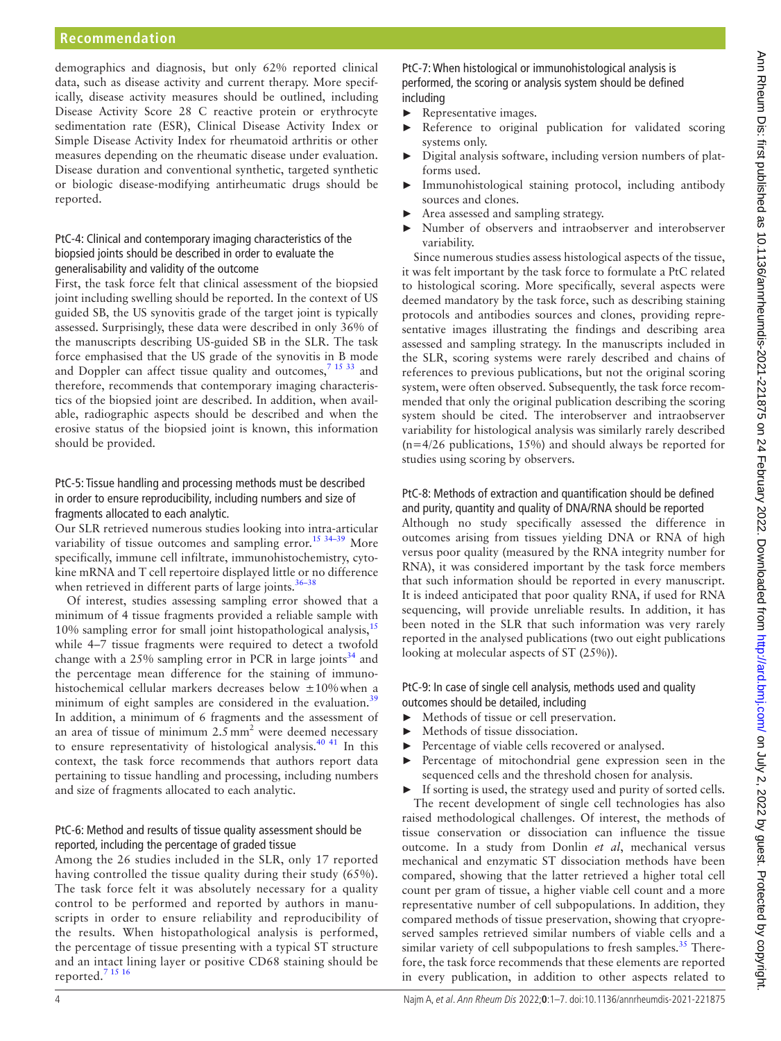demographics and diagnosis, but only 62% reported clinical data, such as disease activity and current therapy. More specifically, disease activity measures should be outlined, including Disease Activity Score 28 C reactive protein or erythrocyte sedimentation rate (ESR), Clinical Disease Activity Index or Simple Disease Activity Index for rheumatoid arthritis or other measures depending on the rheumatic disease under evaluation. Disease duration and conventional synthetic, targeted synthetic or biologic disease-modifying antirheumatic drugs should be reported.

### PtC-4: Clinical and contemporary imaging characteristics of the biopsied joints should be described in order to evaluate the generalisability and validity of the outcome

First, the task force felt that clinical assessment of the biopsied joint including swelling should be reported. In the context of US guided SB, the US synovitis grade of the target joint is typically assessed. Surprisingly, these data were described in only 36% of the manuscripts describing US-guided SB in the SLR. The task force emphasised that the US grade of the synovitis in B mode and Doppler can affect tissue quality and outcomes,[7 15 33] and therefore, recommends that contemporary imaging characteristics of the biopsied joint are described. In addition, when available, radiographic aspects should be described and when the erosive status of the biopsied joint is known, this information should be provided.

### PtC-5: Tissue handling and processing methods must be described in order to ensure reproducibility, including numbers and size of fragments allocated to each analytic.

Our SLR retrieved numerous studies looking into intra-articular variability of tissue outcomes and sampling error.[15 34–39] More specifically, immune cell infiltrate, immunohistochemistry, cytokine mRNA and T cell repertoire displayed little or no difference when retrieved in different parts of large joints.[36–38]

Of interest, studies assessing sampling error showed that a minimum of 4 tissue fragments provided a reliable sample with 10% sampling error for small joint histopathological analysis,[15] while 4–7 tissue fragments were required to detect a twofold change with a 25% sampling error in PCR in large joints[34] and the percentage mean difference for the staining of immunohistochemical cellular markers decreases below ±10% when a minimum of eight samples are considered in the evaluation.[39] In addition, a minimum of 6 fragments and the assessment of an area of tissue of minimum 2.5 $mm^2$ were deemed necessary to ensure representativity of histological analysis.[40 41] In this context, the task force recommends that authors report data pertaining to tissue handling and processing, including numbers and size of fragments allocated to each analytic.

### PtC-6: Method and results of tissue quality assessment should be reported, including the percentage of graded tissue

Among the 26 studies included in the SLR, only 17 reported having controlled the tissue quality during their study (65%). The task force felt it was absolutely necessary for a quality control to be performed and reported by authors in manuscripts in order to ensure reliability and reproducibility of the results. When histopathological analysis is performed, the percentage of tissue presenting with a typical ST structure and an intact lining layer or positive CD68 staining should be reported.[7 15 16]

### PtC-7: When histological or immunohistological analysis is performed, the scoring or analysis system should be defined including

- Representative images.
- Reference to original publication for validated scoring systems only.
- Digital analysis software, including version numbers of platforms used.
- Immunohistological staining protocol, including antibody sources and clones.
- Area assessed and sampling strategy.
- Number of observers and intraobserver and interobserver variability.

Since numerous studies assess histological aspects of the tissue, it was felt important by the task force to formulate a PtC related to histological scoring. More specifically, several aspects were deemed mandatory by the task force, such as describing staining protocols and antibodies sources and clones, providing representative images illustrating the findings and describing area assessed and sampling strategy. In the manuscripts included in the SLR, scoring systems were rarely described and chains of references to previous publications, but not the original scoring system, were often observed. Subsequently, the task force recommended that only the original publication describing the scoring system should be cited. The interobserver and intraobserver variability for histological analysis was similarly rarely described (n=4/26 publications, 15%) and should always be reported for studies using scoring by observers.

### PtC-8: Methods of extraction and quantification should be defined and purity, quantity and quality of DNA/RNA should be reported

Although no study specifically assessed the difference in outcomes arising from tissues yielding DNA or RNA of high versus poor quality (measured by the RNA integrity number for RNA), it was considered important by the task force members that such information should be reported in every manuscript. It is indeed anticipated that poor quality RNA, if used for RNA sequencing, will provide unreliable results. In addition, it has been noted in the SLR that such information was very rarely reported in the analysed publications (two out eight publications looking at molecular aspects of ST (25%)).

### PtC-9: In case of single cell analysis, methods used and quality outcomes should be detailed, including

- Methods of tissue or cell preservation.
- Methods of tissue dissociation.
- Percentage of viable cells recovered or analysed.
- Percentage of mitochondrial gene expression seen in the sequenced cells and the threshold chosen for analysis.
- If sorting is used, the strategy used and purity of sorted cells.

The recent development of single cell technologies has also raised methodological challenges. Of interest, the methods of tissue conservation or dissociation can influence the tissue outcome. In a study from Donlin *et al*, mechanical versus mechanical and enzymatic ST dissociation methods have been compared, showing that the latter retrieved a higher total cell count per gram of tissue, a higher viable cell count and a more representative number of cell subpopulations. In addition, they compared methods of tissue preservation, showing that cryopreserved samples retrieved similar numbers of viable cells and a similar variety of cell subpopulations to fresh samples.[35] Therefore, the task force recommends that these elements are reported in every publication, in addition to other aspects related to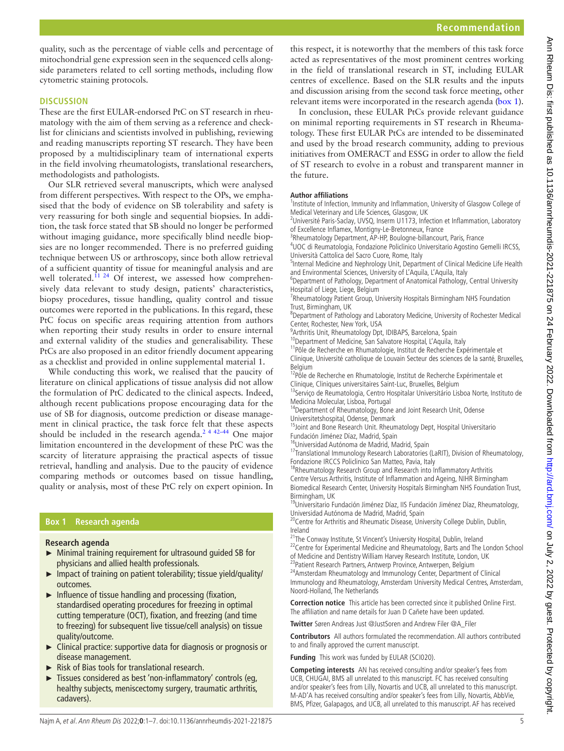quality, such as the percentage of viable cells and percentage of mitochondrial gene expression seen in the sequenced cells alongside parameters related to cell sorting methods, including flow cytometric staining protocols.

## DISCUSSION

These are the first EULAR-endorsed PtC on ST research in rheumatology with the aim of them serving as a reference and checklist for clinicians and scientists involved in publishing, reviewing and reading manuscripts reporting ST research. They have been proposed by a multidisciplinary team of international experts in the field involving rheumatologists, translational researchers, methodologists and pathologists.

Our SLR retrieved several manuscripts, which were analysed from different perspectives. With respect to the OPs, we emphasised that the body of evidence on SB tolerability and safety is very reassuring for both single and sequential biopsies. In addition, the task force stated that SB should no longer be performed without imaging guidance, more specifically blind needle biopsies are no longer recommended. There is no preferred guiding technique between US or arthroscopy, since both allow retrieval of a sufficient quantity of tissue for meaningful analysis and are well tolerated.[11 24] Of interest, we assessed how comprehensively data relevant to study design, patients' characteristics, biopsy procedures, tissue handling, quality control and tissue outcomes were reported in the publications. In this regard, these PtC focus on specific areas requiring attention from authors when reporting their study results in order to ensure internal and external validity of the studies and generalisability. These PtCs are also proposed in an editor friendly document appearing as a checklist and provided in online supplemental material 1.

While conducting this work, we realised that the paucity of literature on clinical applications of tissue analysis did not allow the formulation of PtC dedicated to the clinical aspects. Indeed, although recent publications propose encouraging data for the use of SB for diagnosis, outcome prediction or disease management in clinical practice, the task force felt that these aspects should be included in the research agenda.[2 4 42–44] One major limitation encountered in the development of these PtC was the scarcity of literature appraising the practical aspects of tissue retrieval, handling and analysis. Due to the paucity of evidence comparing methods or outcomes based on tissue handling, quality or analysis, most of these PtC rely on expert opinion. In this respect, it is noteworthy that the members of this task force acted as representatives of the most prominent centres working in the field of translational research in ST, including EULAR centres of excellence. Based on the SLR results and the inputs and discussion arising from the second task force meeting, other relevant items were incorporated in the research agenda (box 1).

In conclusion, these EULAR PtCs provide relevant guidance on minimal reporting requirements in ST research in Rheumatology. These first EULAR PtCs are intended to be disseminated and used by the broad research community, adding to previous initiatives from OMERACT and ESSG in order to allow the field of ST research to evolve in a robust and transparent manner in the future.

### Box 1 Research agenda

**Research agenda**

- Minimal training requirement for ultrasound guided SB for physicians and allied health professionals.
- Impact of training on patient tolerability; tissue yield/quality/outcomes.
- Influence of tissue handling and processing (fixation, standardised operating procedures for freezing in optimal cutting temperature (OCT), fixation, and freezing (and time to freezing) for subsequent live tissue/cell analysis) on tissue quality/outcome.
- Clinical practice: supportive data for diagnosis or prognosis or disease management.
- Risk of Bias tools for translational research.
- Tissues considered as best 'non-inflammatory' controls (eg, healthy subjects, meniscectomy surgery, traumatic arthritis, cadavers).

**Author affiliations**

[1]Institute of Infection, Immunity and Inflammation, University of Glasgow College of Medical Veterinary and Life Sciences, Glasgow, UK
[2]Université Paris-Saclay, UVSQ, Inserm U1173, Infection et Inflammation, Laboratory of Excellence Inflamex, Montigny-Le-Bretonneux, France
[3]Rheumatology Department, AP-HP, Boulogne-billancourt, Paris, France
[4]UOC di Reumatologia, Fondazione Policlinico Universitario Agostino Gemelli IRCSS, Università Cattolica del Sacro Cuore, Rome, Italy
[5]Internal Medicine and Nephrology Unit, Department of Clinical Medicine Life Health and Environmental Sciences, University of L'Aquila, L'Aquila, Italy
[6]Department of Pathology, Department of Anatomical Pathology, Central University Hospital of Liege, Liege, Belgium
[7]Rheumatology Patient Group, University Hospitals Birmingham NHS Foundation Trust, Birmingham, UK
[8]Department of Pathology and Laboratory Medicine, University of Rochester Medical Center, Rochester, New York, USA
[9]Arthritis Unit, Rheumatology Dpt, IDIBAPS, Barcelona, Spain
[10]Department of Medicine, San Salvatore Hospital, L'Aquila, Italy
[11]Pôle de Recherche en Rhumatologie, Institut de Recherche Expérimentale et Clinique, Université catholique de Louvain Secteur des sciences de la santé, Bruxelles, Belgium
[12]Pôle de Recherche en Rhumatologie, Institut de Recherche Expérimentale et Clinique, Cliniques universitaires Saint-Luc, Bruxelles, Belgium
[13]Serviço de Reumatologia, Centro Hospitalar Universitário Lisboa Norte, Instituto de Medicina Molecular, Lisboa, Portugal
[14]Department of Rheumatology, Bone and Joint Research Unit, Odense Universitetshospital, Odense, Denmark
[15]Joint and Bone Research Unit. Rheumatology Dept, Hospital Universitario Fundación Jiménez Díaz, Madrid, Spain
[16]Universidad Autónoma de Madrid, Madrid, Spain
[17]Translational Immunology Research Laboratories (LaRIT), Division of Rheumatology, Fondazione IRCCS Policlinico San Matteo, Pavia, Italy
[18]Rheumatology Research Group and Research into Inflammatory Arthritis Centre Versus Arthritis, Institute of Inflammation and Ageing, NIHR Birmingham Biomedical Research Center, University Hospitals Birmingham NHS Foundation Trust, Birmingham, UK
[19]Universitario Fundación Jiménez Díaz, IIS Fundación Jiménez Díaz, Rheumatology, Universidad Autónoma de Madrid, Madrid, Spain
[20]Centre for Arthritis and Rheumatic Disease, University College Dublin, Dublin, Ireland
[21]The Conway Institute, St Vincent's University Hospital, Dublin, Ireland
[22]Centre for Experimental Medicine and Rheumatology, Barts and The London School of Medicine and Dentistry William Harvey Research Institute, London, UK
[23]Patient Research Partners, Antwerp Province, Antwerpen, Belgium
[24]Amsterdam Rheumatology and Immunology Center, Department of Clinical Immunology and Rheumatology, Amsterdam University Medical Centres, Amsterdam, Noord-Holland, The Netherlands

**Correction notice** This article has been corrected since it published Online First. The affiliation and name details for Juan D Cañete have been updated.

**Twitter** Søren Andreas Just @JustSoren and Andrew Filer @A_Filer

**Contributors** All authors formulated the recommendation. All authors contributed to and finally approved the current manuscript.

**Funding** This work was funded by EULAR (SCI020).

**Competing interests** AN has received consulting and/or speaker's fees from UCB, CHUGAI, BMS all unrelated to this manuscript. FC has received consulting and/or speaker's fees from Lilly, Novartis and UCB, all unrelated to this manuscript. M-AD'A has received consulting and/or speaker's fees from Lilly, Novartis, AbbVie, BMS, Pfizer, Galapagos, and UCB, all unrelated to this manuscript. AF has received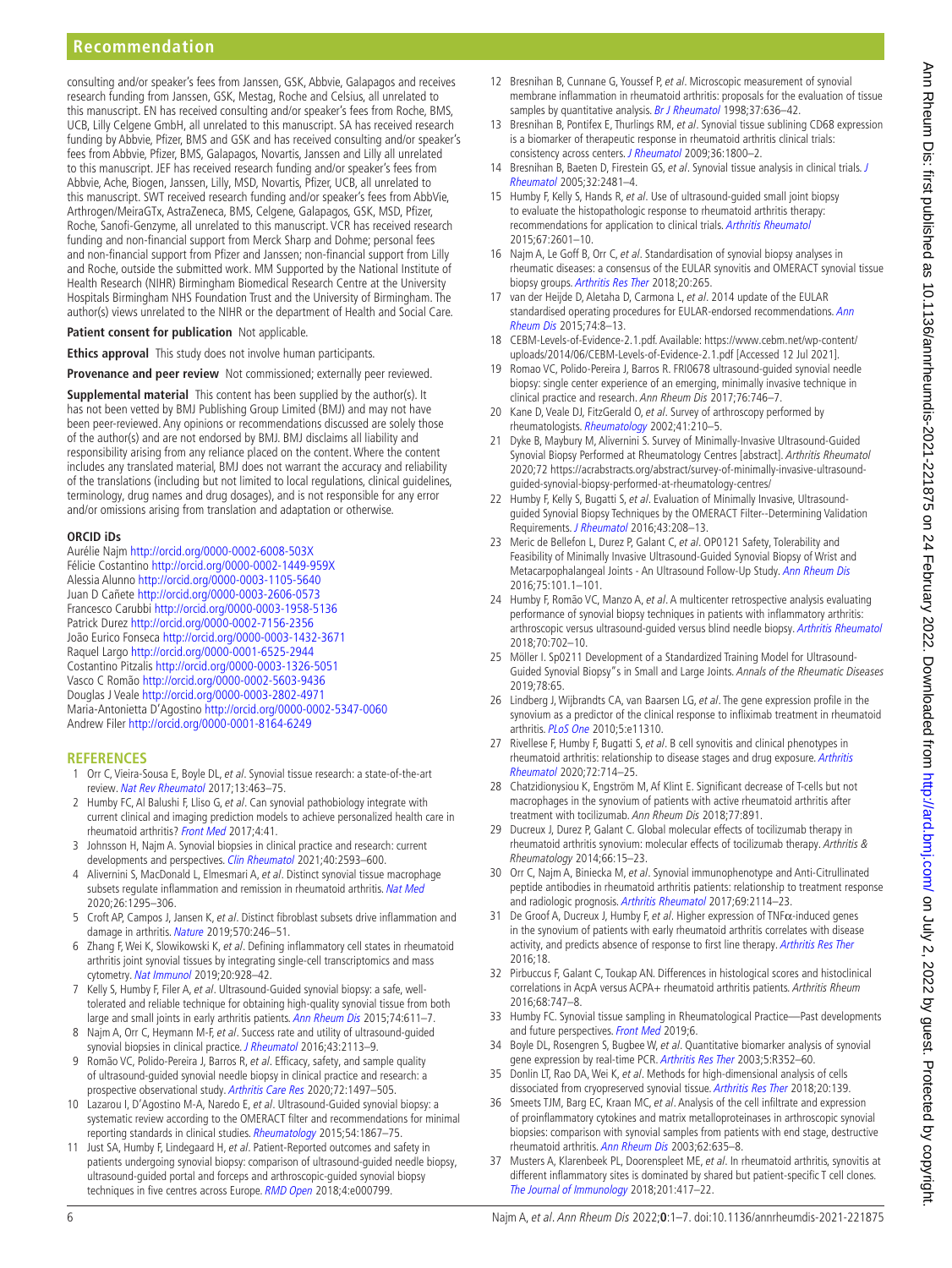consulting and/or speaker's fees from Janssen, GSK, Abbvie, Galapagos and receives research funding from Janssen, GSK, Mestag, Roche and Celsius, all unrelated to this manuscript. EN has received consulting and/or speaker's fees from Roche, BMS, UCB, Lilly Celgene GmbH, all unrelated to this manuscript. SA has received research funding by Abbvie, Pfizer, BMS and GSK and has received consulting and/or speaker's fees from Abbvie, Pfizer, BMS, Galapagos, Novartis, Janssen and Lilly all unrelated to this manuscript. JEF has received research funding and/or speaker's fees from Abbvie, Ache, Biogen, Janssen, Lilly, MSD, Novartis, Pfizer, UCB, all unrelated to this manuscript. SWT received research funding and/or speaker's fees from AbbVie, Arthrogen/MeiraGTx, AstraZeneca, BMS, Celgene, Galapagos, GSK, MSD, Pfizer, Roche, Sanofi-Genzyme, all unrelated to this manuscript. VCR has received research funding and non-financial support from Merck Sharp and Dohme; personal fees and non-financial support from Pfizer and Janssen; non-financial support from Lilly and Roche, outside the submitted work. MM Supported by the National Institute of Health Research (NIHR) Birmingham Biomedical Research Centre at the University Hospitals Birmingham NHS Foundation Trust and the University of Birmingham. The author(s) views unrelated to the NIHR or the department of Health and Social Care.

**Patient consent for publication** Not applicable.

**Ethics approval** This study does not involve human participants.

**Provenance and peer review** Not commissioned; externally peer reviewed.

**Supplemental material** This content has been supplied by the author(s). It has not been vetted by BMJ Publishing Group Limited (BMJ) and may not have been peer-reviewed. Any opinions or recommendations discussed are solely those of the author(s) and are not endorsed by BMJ. BMJ disclaims all liability and responsibility arising from any reliance placed on the content. Where the content includes any translated material, BMJ does not warrant the accuracy and reliability of the translations (including but not limited to local regulations, clinical guidelines, terminology, drug names and drug dosages), and is not responsible for any error and/or omissions arising from translation and adaptation or otherwise.

### ORCID iDs

Aurélie Najm http://orcid.org/0000-0002-6008-503X
Félicie Costantino http://orcid.org/0000-0002-1449-959X
Alessia Alunno http://orcid.org/0000-0003-1105-5640
Juan D Cañete http://orcid.org/0000-0003-2606-0573
Francesco Carubbi http://orcid.org/0000-0003-1958-5136
Patrick Durez http://orcid.org/0000-0002-7156-2356
João Eurico Fonseca http://orcid.org/0000-0003-1432-3671
Raquel Largo http://orcid.org/0000-0001-6525-2944
Costantino Pitzalis http://orcid.org/0000-0003-1326-5051
Vasco C Romão http://orcid.org/0000-0002-5603-9436
Douglas J Veale http://orcid.org/0000-0003-2802-4971
Maria-Antonietta D'Agostino http://orcid.org/0000-0002-5347-0060
Andrew Filer http://orcid.org/0000-0001-8164-6249

## REFERENCES

1. Orr C, Vieira-Sousa E, Boyle DL, et al. Synovial tissue research: a state-of-the-art review. Nat Rev Rheumatol 2017;13:463–75.
2. Humby FC, Al Balushi F, Lliso G, et al. Can synovial pathobiology integrate with current clinical and imaging prediction models to achieve personalized health care in rheumatoid arthritis? Front Med 2017;4:41.
3. Johnsson H, Najm A. Synovial biopsies in clinical practice and research: current developments and perspectives. Clin Rheumatol 2021;40:2593–600.
4. Alivernini S, MacDonald L, Elmesmari A, et al. Distinct synovial tissue macrophage subsets regulate inflammation and remission in rheumatoid arthritis. Nat Med 2020;26:1295–306.
5. Croft AP, Campos J, Jansen K, et al. Distinct fibroblast subsets drive inflammation and damage in arthritis. Nature 2019;570:246–51.
6. Zhang F, Wei K, Slowikowski K, et al. Defining inflammatory cell states in rheumatoid arthritis joint synovial tissues by integrating single-cell transcriptomics and mass cytometry. Nat Immunol 2019;20:928–42.
7. Kelly S, Humby F, Filer A, et al. Ultrasound-Guided synovial biopsy: a safe, well-tolerated and reliable technique for obtaining high-quality synovial tissue from both large and small joints in early arthritis patients. Ann Rheum Dis 2015;74:611–7.
8. Najm A, Orr C, Heymann M-F, et al. Success rate and utility of ultrasound-guided synovial biopsies in clinical practice. J Rheumatol 2016;43:2113–9.
9. Romão VC, Polido-Pereira J, Barros R, et al. Efficacy, safety, and sample quality of ultrasound-guided synovial needle biopsy in clinical practice and research: a prospective observational study. Arthritis Care Res 2020;72:1497–505.
10. Lazarou I, D'Agostino M-A, Naredo E, et al. Ultrasound-Guided synovial biopsy: a systematic review according to the OMERACT filter and recommendations for minimal reporting standards in clinical studies. Rheumatology 2015;54:1867–75.
11. Just SA, Humby F, Lindegaard H, et al. Patient-Reported outcomes and safety in patients undergoing synovial biopsy: comparison of ultrasound-guided needle biopsy, ultrasound-guided portal and forceps and arthroscopic-guided synovial biopsy techniques in five centres across Europe. RMD Open 2018;4:e000799.
12. Bresnihan B, Cunnane G, Youssef P, et al. Microscopic measurement of synovial membrane inflammation in rheumatoid arthritis: proposals for the evaluation of tissue samples by quantitative analysis. Br J Rheumatol 1998;37:636–42.
13. Bresnihan B, Pontifex E, Thurlings RM, et al. Synovial tissue sublining CD68 expression is a biomarker of therapeutic response in rheumatoid arthritis clinical trials: consistency across centers. J Rheumatol 2009;36:1800–2.
14. Bresnihan B, Baeten D, Firestein GS, et al. Synovial tissue analysis in clinical trials. J Rheumatol 2005;32:2481–4.
15. Humby F, Kelly S, Hands R, et al. Use of ultrasound-guided small joint biopsy to evaluate the histopathologic response to rheumatoid arthritis therapy: recommendations for application to clinical trials. Arthritis Rheumatol 2015;67:2601–10.
16. Najm A, Le Goff B, Orr C, et al. Standardisation of synovial biopsy analyses in rheumatic diseases: a consensus of the EULAR synovitis and OMERACT synovial tissue biopsy groups. Arthritis Res Ther 2018;20:265.
17. van der Heijde D, Aletaha D, Carmona L, et al. 2014 update of the EULAR standardised operating procedures for EULAR-endorsed recommendations. Ann Rheum Dis 2015;74:8–13.
18. CEBM-Levels-of-Evidence-2.1.pdf. Available: https://www.cebm.net/wp-content/uploads/2014/06/CEBM-Levels-of-Evidence-2.1.pdf [Accessed 12 Jul 2021].
19. Romao VC, Polido-Pereira J, Barros R. FRI0678 ultrasound-guided synovial needle biopsy: single center experience of an emerging, minimally invasive technique in clinical practice and research. Ann Rheum Dis 2017;76:746–7.
20. Kane D, Veale DJ, FitzGerald O, et al. Survey of arthroscopy performed by rheumatologists. Rheumatology 2002;41:210–5.
21. Dyke B, Maybury M, Alivernini S. Survey of Minimally-Invasive Ultrasound-Guided Synovial Biopsy Performed at Rheumatology Centres [abstract]. Arthritis Rheumatol 2020;72 https://acrabstracts.org/abstract/survey-of-minimally-invasive-ultrasound-guided-synovial-biopsy-performed-at-rheumatology-centres/
22. Humby F, Kelly S, Bugatti S, et al. Evaluation of Minimally Invasive, Ultrasound-guided Synovial Biopsy Techniques by the OMERACT Filter--Determining Validation Requirements. J Rheumatol 2016;43:208–13.
23. Meric de Bellefon L, Durez P, Galant C, et al. OP0121 Safety, Tolerability and Feasibility of Minimally Invasive Ultrasound-Guided Synovial Biopsy of Wrist and Metacarpophalangeal Joints - An Ultrasound Follow-Up Study. Ann Rheum Dis 2016;75:101.1–101.
24. Humby F, Romão VC, Manzo A, et al. A multicenter retrospective analysis evaluating performance of synovial biopsy techniques in patients with inflammatory arthritis: arthroscopic versus ultrasound-guided versus blind needle biopsy. Arthritis Rheumatol 2018;70:702–10.
25. Möller I. Sp0211 Development of a Standardized Training Model for Ultrasound-Guided Synovial Biopsy"s in Small and Large Joints. Annals of the Rheumatic Diseases 2019;78:65.
26. Lindberg J, Wijbrandts CA, van Baarsen LG, et al. The gene expression profile in the synovium as a predictor of the clinical response to infliximab treatment in rheumatoid arthritis. PLoS One 2010;5:e11310.
27. Rivellese F, Humby F, Bugatti S, et al. B cell synovitis and clinical phenotypes in rheumatoid arthritis: relationship to disease stages and drug exposure. Arthritis Rheumatol 2020;72:714–25.
28. Chatzidionysiou K, Engström M, Af Klint E. Significant decrease of T-cells but not macrophages in the synovium of patients with active rheumatoid arthritis after treatment with tocilizumab. Ann Rheum Dis 2018;77:891.
29. Ducreux J, Durez P, Galant C. Global molecular effects of tocilizumab therapy in rheumatoid arthritis synovium: molecular effects of tocilizumab therapy. Arthritis & Rheumatology 2014;66:15–23.
30. Orr C, Najm A, Biniecka M, et al. Synovial immunophenotype and Anti-Citrullinated peptide antibodies in rheumatoid arthritis patients: relationship to treatment response and radiologic prognosis. Arthritis Rheumatol 2017;69:2114–23.
31. De Groof A, Ducreux J, Humby F, et al. Higher expression of TNFα-induced genes in the synovium of patients with early rheumatoid arthritis correlates with disease activity, and predicts absence of response to first line therapy. Arthritis Res Ther 2016;18.
32. Pirbuccus F, Galant C, Toukap AN. Differences in histological scores and histoclinical correlations in AcpA versus ACPA+ rheumatoid arthritis patients. Arthritis Rheum 2016;68:747–8.
33. Humby FC. Synovial tissue sampling in Rheumatological Practice—Past developments and future perspectives. Front Med 2019;6.
34. Boyle DL, Rosengren S, Bugbee W, et al. Quantitative biomarker analysis of synovial gene expression by real-time PCR. Arthritis Res Ther 2003;5:R352–60.
35. Donlin LT, Rao DA, Wei K, et al. Methods for high-dimensional analysis of cells dissociated from cryopreserved synovial tissue. Arthritis Res Ther 2018;20:139.
36. Smeets TJM, Barg EC, Kraan MC, et al. Analysis of the cell infiltrate and expression of proinflammatory cytokines and matrix metalloproteinases in arthroscopic synovial biopsies: comparison with synovial samples from patients with end stage, destructive rheumatoid arthritis. Ann Rheum Dis 2003;62:635–8.
37. Musters A, Klarenbeek PL, Doorenspleet ME, et al. In rheumatoid arthritis, synovitis at different inflammatory sites is dominated by shared but patient-specific T cell clones. The Journal of Immunology 2018;201:417–22.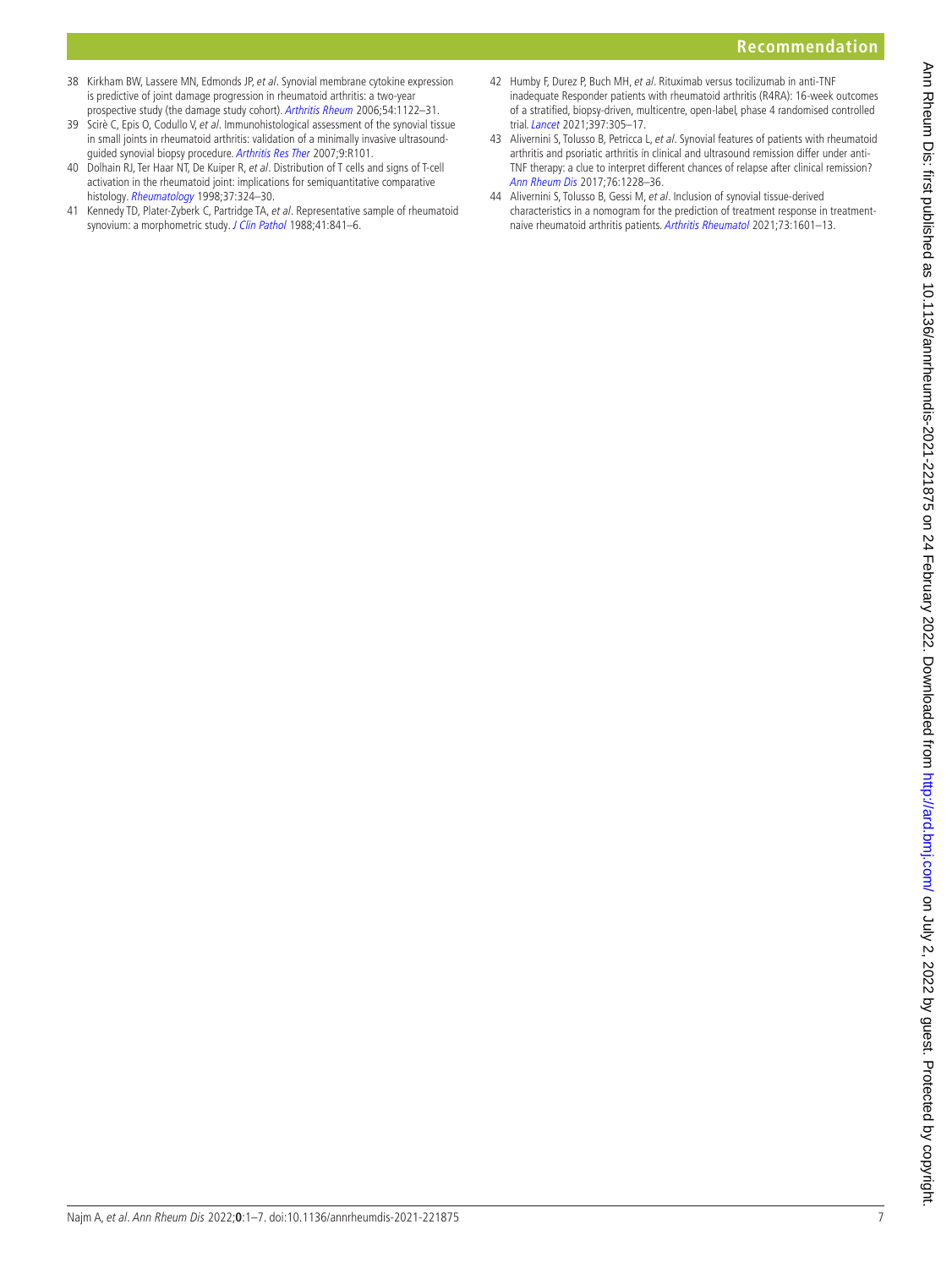38 Kirkham BW, Lassere MN, Edmonds JP, *et al*. Synovial membrane cytokine expression is predictive of joint damage progression in rheumatoid arthritis: a two-year prospective study (the damage study cohort). *Arthritis Rheum* 2006;54:1122–31.

39 Scirè C, Epis O, Codullo V, *et al*. Immunohistological assessment of the synovial tissue in small joints in rheumatoid arthritis: validation of a minimally invasive ultrasound-guided synovial biopsy procedure. *Arthritis Res Ther* 2007;9:R101.

40 Dolhain RJ, Ter Haar NT, De Kuiper R, *et al*. Distribution of T cells and signs of T-cell activation in the rheumatoid joint: implications for semiquantitative comparative histology. *Rheumatology* 1998;37:324–30.

41 Kennedy TD, Plater-Zyberk C, Partridge TA, *et al*. Representative sample of rheumatoid synovium: a morphometric study. *J Clin Pathol* 1988;41:841–6.

42 Humby F, Durez P, Buch MH, *et al*. Rituximab versus tocilizumab in anti-TNF inadequate Responder patients with rheumatoid arthritis (R4RA): 16-week outcomes of a stratified, biopsy-driven, multicentre, open-label, phase 4 randomised controlled trial. *Lancet* 2021;397:305–17.

43 Alivernini S, Tolusso B, Petricca L, *et al*. Synovial features of patients with rheumatoid arthritis and psoriatic arthritis in clinical and ultrasound remission differ under anti-TNF therapy: a clue to interpret different chances of relapse after clinical remission? *Ann Rheum Dis* 2017;76:1228–36.

44 Alivernini S, Tolusso B, Gessi M, *et al*. Inclusion of synovial tissue-derived characteristics in a nomogram for the prediction of treatment response in treatment-naive rheumatoid arthritis patients. *Arthritis Rheumatol* 2021;73:1601–13.